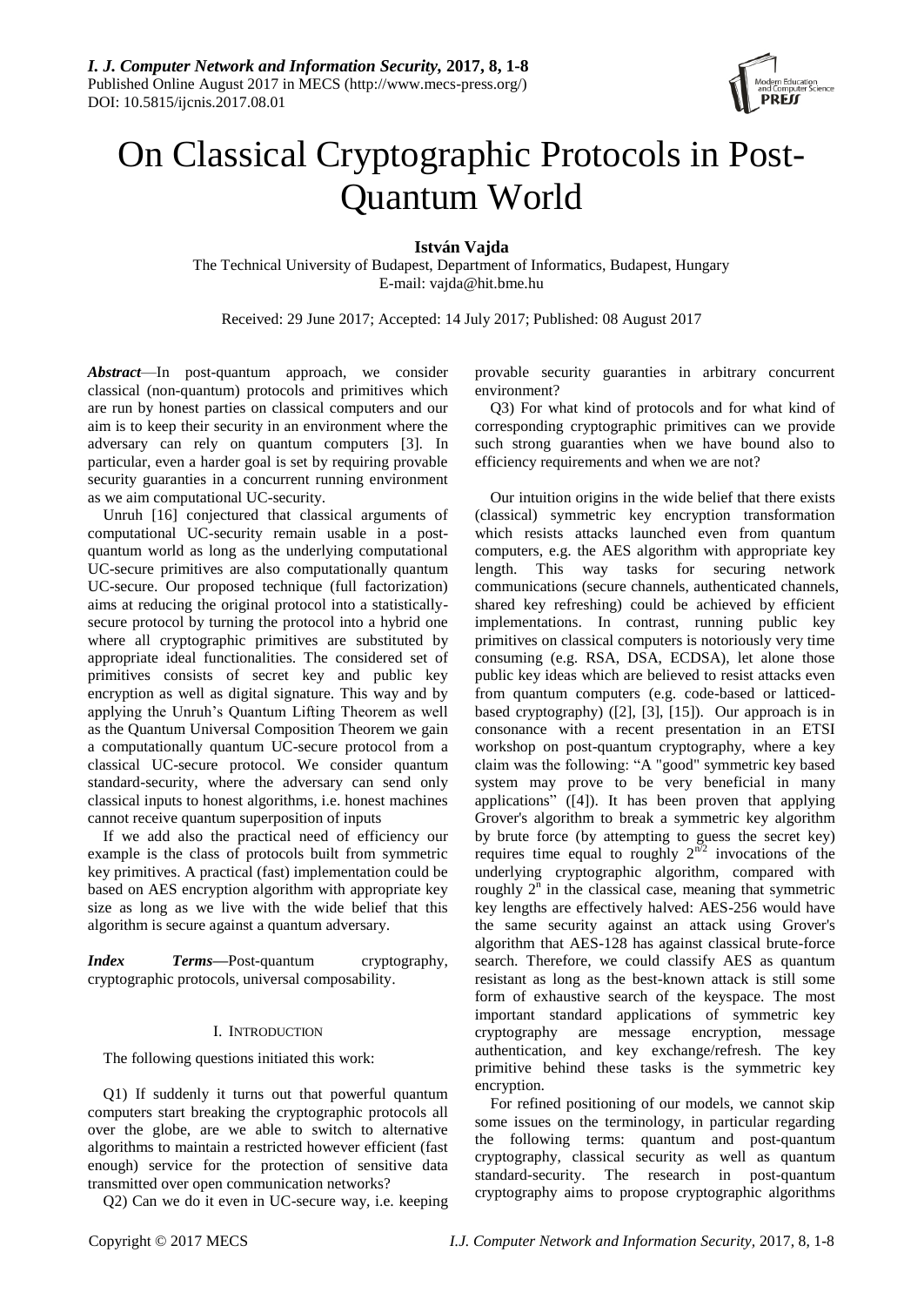# On Classical Cryptographic Protocols in Post-Quantum World

**István Vajda**

The Technical University of Budapest, Department of Informatics, Budapest, Hungary
E-mail: vajda@hit.bme.hu

Received: 29 June 2017; Accepted: 14 July 2017; Published: 08 August 2017

***Abstract***—In post-quantum approach, we consider classical (non-quantum) protocols and primitives which are run by honest parties on classical computers and our aim is to keep their security in an environment where the adversary can rely on quantum computers [3]. In particular, even a harder goal is set by requiring provable security guaranties in a concurrent running environment as we aim computational UC-security.

Unruh [16] conjectured that classical arguments of computational UC-security remain usable in a post-quantum world as long as the underlying computational UC-secure primitives are also computationally quantum UC-secure. Our proposed technique (full factorization) aims at reducing the original protocol into a statistically-secure protocol by turning the protocol into a hybrid one where all cryptographic primitives are substituted by appropriate ideal functionalities. The considered set of primitives consists of secret key and public key encryption as well as digital signature. This way and by applying the Unruh's Quantum Lifting Theorem as well as the Quantum Universal Composition Theorem we gain a computationally quantum UC-secure protocol from a classical UC-secure protocol. We consider quantum standard-security, where the adversary can send only classical inputs to honest algorithms, i.e. honest machines cannot receive quantum superposition of inputs

If we add also the practical need of efficiency our example is the class of protocols built from symmetric key primitives. A practical (fast) implementation could be based on AES encryption algorithm with appropriate key size as long as we live with the wide belief that this algorithm is secure against a quantum adversary.

***Index Terms***—Post-quantum cryptography, cryptographic protocols, universal composability.

## I. Introduction

The following questions initiated this work:

Q1) If suddenly it turns out that powerful quantum computers start breaking the cryptographic protocols all over the globe, are we able to switch to alternative algorithms to maintain a restricted however efficient (fast enough) service for the protection of sensitive data transmitted over open communication networks?

Q2) Can we do it even in UC-secure way, i.e. keeping provable security guaranties in arbitrary concurrent environment?

Q3) For what kind of protocols and for what kind of corresponding cryptographic primitives can we provide such strong guaranties when we have bound also to efficiency requirements and when we are not?

Our intuition origins in the wide belief that there exists (classical) symmetric key encryption transformation which resists attacks launched even from quantum computers, e.g. the AES algorithm with appropriate key length. This way tasks for securing network communications (secure channels, authenticated channels, shared key refreshing) could be achieved by efficient implementations. In contrast, running public key primitives on classical computers is notoriously very time consuming (e.g. RSA, DSA, ECDSA), let alone those public key ideas which are believed to resist attacks even from quantum computers (e.g. code-based or latticed-based cryptography) ([2], [3], [15]). Our approach is in consonance with a recent presentation in an ETSI workshop on post-quantum cryptography, where a key claim was the following: "A "good" symmetric key based system may prove to be very beneficial in many applications" ([4]). It has been proven that applying Grover's algorithm to break a symmetric key algorithm by brute force (by attempting to guess the secret key) requires time equal to roughly $2^{n/2}$ invocations of the underlying cryptographic algorithm, compared with roughly $2^n$ in the classical case, meaning that symmetric key lengths are effectively halved: AES-256 would have the same security against an attack using Grover's algorithm that AES-128 has against classical brute-force search. Therefore, we could classify AES as quantum resistant as long as the best-known attack is still some form of exhaustive search of the keyspace. The most important standard applications of symmetric key cryptography are message encryption, message authentication, and key exchange/refresh. The key primitive behind these tasks is the symmetric key encryption.

For refined positioning of our models, we cannot skip some issues on the terminology, in particular regarding the following terms: quantum and post-quantum cryptography, classical security as well as quantum standard-security. The research in post-quantum cryptography aims to propose cryptographic algorithms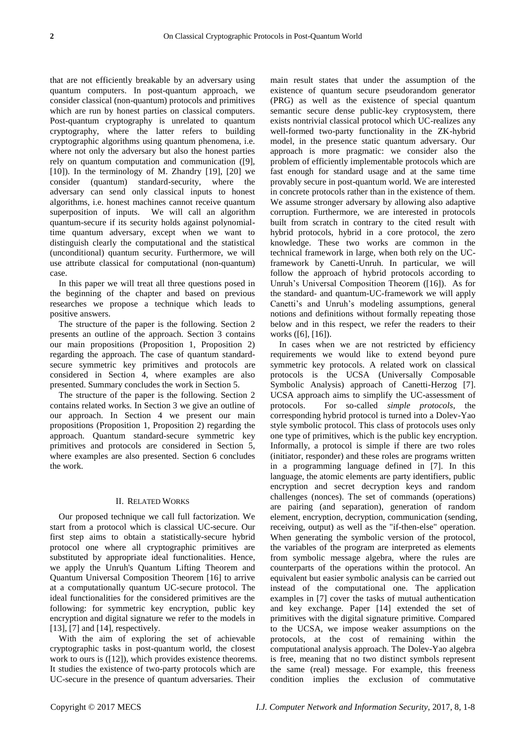that are not efficiently breakable by an adversary using quantum computers. In post-quantum approach, we consider classical (non-quantum) protocols and primitives which are run by honest parties on classical computers. Post-quantum cryptography is unrelated to quantum cryptography, where the latter refers to building cryptographic algorithms using quantum phenomena, i.e. where not only the adversary but also the honest parties rely on quantum computation and communication ([9], [10]). In the terminology of M. Zhandry [19], [20] we consider (quantum) standard-security, where the adversary can send only classical inputs to honest algorithms, i.e. honest machines cannot receive quantum superposition of inputs. We will call an algorithm quantum-secure if its security holds against polynomial-time quantum adversary, except when we want to distinguish clearly the computational and the statistical (unconditional) quantum security. Furthermore, we will use attribute classical for computational (non-quantum) case.

In this paper we will treat all three questions posed in the beginning of the chapter and based on previous researches we propose a technique which leads to positive answers.

The structure of the paper is the following. Section 2 presents an outline of the approach. Section 3 contains our main propositions (Proposition 1, Proposition 2) regarding the approach. The case of quantum standard-secure symmetric key primitives and protocols are considered in Section 4, where examples are also presented. Summary concludes the work in Section 5.

The structure of the paper is the following. Section 2 contains related works. In Section 3 we give an outline of our approach. In Section 4 we present our main propositions (Proposition 1, Proposition 2) regarding the approach. Quantum standard-secure symmetric key primitives and protocols are considered in Section 5, where examples are also presented. Section 6 concludes the work.

## II. Related Works

Our proposed technique we call full factorization. We start from a protocol which is classical UC-secure. Our first step aims to obtain a statistically-secure hybrid protocol one where all cryptographic primitives are substituted by appropriate ideal functionalities. Hence, we apply the Unruh's Quantum Lifting Theorem and Quantum Universal Composition Theorem [16] to arrive at a computationally quantum UC-secure protocol. The ideal functionalities for the considered primitives are the following: for symmetric key encryption, public key encryption and digital signature we refer to the models in [13], [7] and [14], respectively.

With the aim of exploring the set of achievable cryptographic tasks in post-quantum world, the closest work to ours is ([12]), which provides existence theorems. It studies the existence of two-party protocols which are UC-secure in the presence of quantum adversaries. Their main result states that under the assumption of the existence of quantum secure pseudorandom generator (PRG) as well as the existence of special quantum semantic secure dense public-key cryptosystem, there exists nontrivial classical protocol which UC-realizes any well-formed two-party functionality in the ZK-hybrid model, in the presence static quantum adversary. Our approach is more pragmatic: we consider also the problem of efficiently implementable protocols which are fast enough for standard usage and at the same time provably secure in post-quantum world. We are interested in concrete protocols rather than in the existence of them. We assume stronger adversary by allowing also adaptive corruption. Furthermore, we are interested in protocols built from scratch in contrary to the cited result with hybrid protocols, hybrid in a core protocol, the zero knowledge. These two works are common in the technical framework in large, when both rely on the UC-framework by Canetti-Unruh. In particular, we will follow the approach of hybrid protocols according to Unruh's Universal Composition Theorem ([16]). As for the standard- and quantum-UC-framework we will apply Canetti's and Unruh's modeling assumptions, general notions and definitions without formally repeating those below and in this respect, we refer the readers to their works ([6], [16]).

In cases when we are not restricted by efficiency requirements we would like to extend beyond pure symmetric key protocols. A related work on classical protocols is the UCSA (Universally Composable Symbolic Analysis) approach of Canetti-Herzog [7]. UCSA approach aims to simplify the UC-assessment of protocols. For so-called *simple protocols*, the corresponding hybrid protocol is turned into a Dolev-Yao style symbolic protocol. This class of protocols uses only one type of primitives, which is the public key encryption. Informally, a protocol is simple if there are two roles (initiator, responder) and these roles are programs written in a programming language defined in [7]. In this language, the atomic elements are party identifiers, public encryption and secret decryption keys and random challenges (nonces). The set of commands (operations) are pairing (and separation), generation of random element, encryption, decryption, communication (sending, receiving, output) as well as the "if-then-else" operation. When generating the symbolic version of the protocol, the variables of the program are interpreted as elements from symbolic message algebra, where the rules are counterparts of the operations within the protocol. An equivalent but easier symbolic analysis can be carried out instead of the computational one. The application examples in [7] cover the tasks of mutual authentication and key exchange. Paper [14] extended the set of primitives with the digital signature primitive. Compared to the UCSA, we impose weaker assumptions on the protocols, at the cost of remaining within the computational analysis approach. The Dolev-Yao algebra is free, meaning that no two distinct symbols represent the same (real) message. For example, this freeness condition implies the exclusion of commutative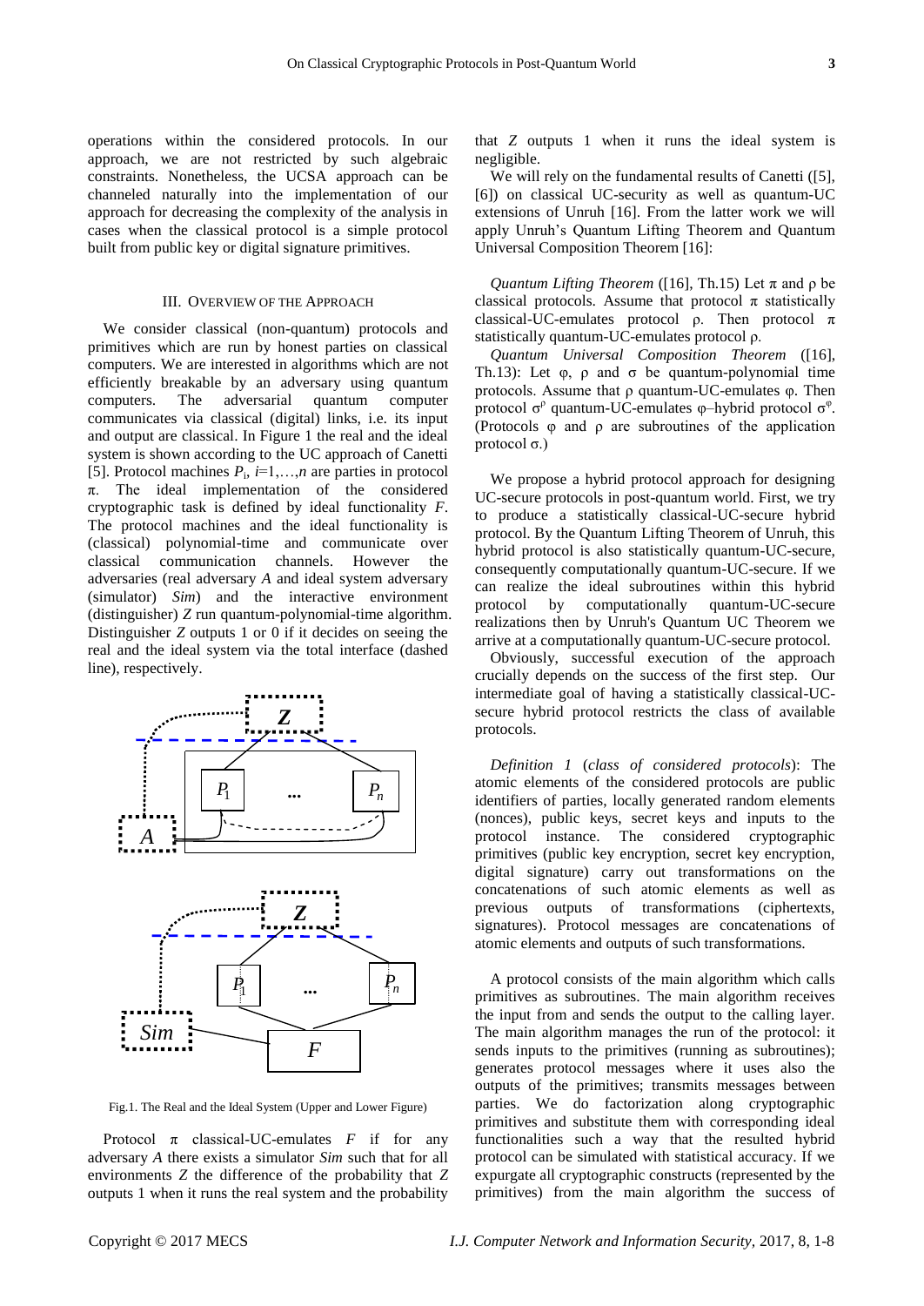operations within the considered protocols. In our approach, we are not restricted by such algebraic constraints. Nonetheless, the UCSA approach can be channeled naturally into the implementation of our approach for decreasing the complexity of the analysis in cases when the classical protocol is a simple protocol built from public key or digital signature primitives.

## III. Overview of the Approach

We consider classical (non-quantum) protocols and primitives which are run by honest parties on classical computers. We are interested in algorithms which are not efficiently breakable by an adversary using quantum computers. The adversarial quantum computer communicates via classical (digital) links, i.e. its input and output are classical. In Figure 1 the real and the ideal system is shown according to the UC approach of Canetti [5]. Protocol machines $P_i$, $i=1,\ldots,n$ are parties in protocol $\pi$. The ideal implementation of the considered cryptographic task is defined by ideal functionality $F$. The protocol machines and the ideal functionality is (classical) polynomial-time and communicate over classical communication channels. However the adversaries (real adversary $A$ and ideal system adversary (simulator) *Sim*) and the interactive environment (distinguisher) $Z$ run quantum-polynomial-time algorithm. Distinguisher $Z$ outputs 1 or 0 if it decides on seeing the real and the ideal system via the total interface (dashed line), respectively.

Fig.1. The Real and the Ideal System (Upper and Lower Figure)

Protocol $\pi$ classical-UC-emulates $F$ if for any adversary $A$ there exists a simulator *Sim* such that for all environments $Z$ the difference of the probability that $Z$ outputs 1 when it runs the real system and the probability that $Z$ outputs 1 when it runs the ideal system is negligible.

We will rely on the fundamental results of Canetti ([5], [6]) on classical UC-security as well as quantum-UC extensions of Unruh [16]. From the latter work we will apply Unruh's Quantum Lifting Theorem and Quantum Universal Composition Theorem [16]:

*Quantum Lifting Theorem* ([16], Th.15) Let $\pi$ and $\rho$ be classical protocols. Assume that protocol $\pi$ statistically classical-UC-emulates protocol $\rho$. Then protocol $\pi$ statistically quantum-UC-emulates protocol $\rho$.

*Quantum Universal Composition Theorem* ([16], Th.13): Let $\varphi$, $\rho$ and $\sigma$ be quantum-polynomial time protocols. Assume that $\rho$ quantum-UC-emulates $\varphi$. Then protocol $\sigma^{\rho}$ quantum-UC-emulates $\varphi$–hybrid protocol $\sigma^{\varphi}$. (Protocols $\varphi$ and $\rho$ are subroutines of the application protocol $\sigma$.)

We propose a hybrid protocol approach for designing UC-secure protocols in post-quantum world. First, we try to produce a statistically classical-UC-secure hybrid protocol. By the Quantum Lifting Theorem of Unruh, this hybrid protocol is also statistically quantum-UC-secure, consequently computationally quantum-UC-secure. If we can realize the ideal subroutines within this hybrid protocol by computationally quantum-UC-secure realizations then by Unruh's Quantum UC Theorem we arrive at a computationally quantum-UC-secure protocol.

Obviously, successful execution of the approach crucially depends on the success of the first step. Our intermediate goal of having a statistically classical-UC-secure hybrid protocol restricts the class of available protocols.

*Definition 1* (*class of considered protocols*): The atomic elements of the considered protocols are public identifiers of parties, locally generated random elements (nonces), public keys, secret keys and inputs to the protocol instance. The considered cryptographic primitives (public key encryption, secret key encryption, digital signature) carry out transformations on the concatenations of such atomic elements as well as previous outputs of transformations (ciphertexts, signatures). Protocol messages are concatenations of atomic elements and outputs of such transformations.

A protocol consists of the main algorithm which calls primitives as subroutines. The main algorithm receives the input from and sends the output to the calling layer. The main algorithm manages the run of the protocol: it sends inputs to the primitives (running as subroutines); generates protocol messages where it uses also the outputs of the primitives; transmits messages between parties. We do factorization along cryptographic primitives and substitute them with corresponding ideal functionalities such a way that the resulted hybrid protocol can be simulated with statistical accuracy. If we expurgate all cryptographic constructs (represented by the primitives) from the main algorithm the success of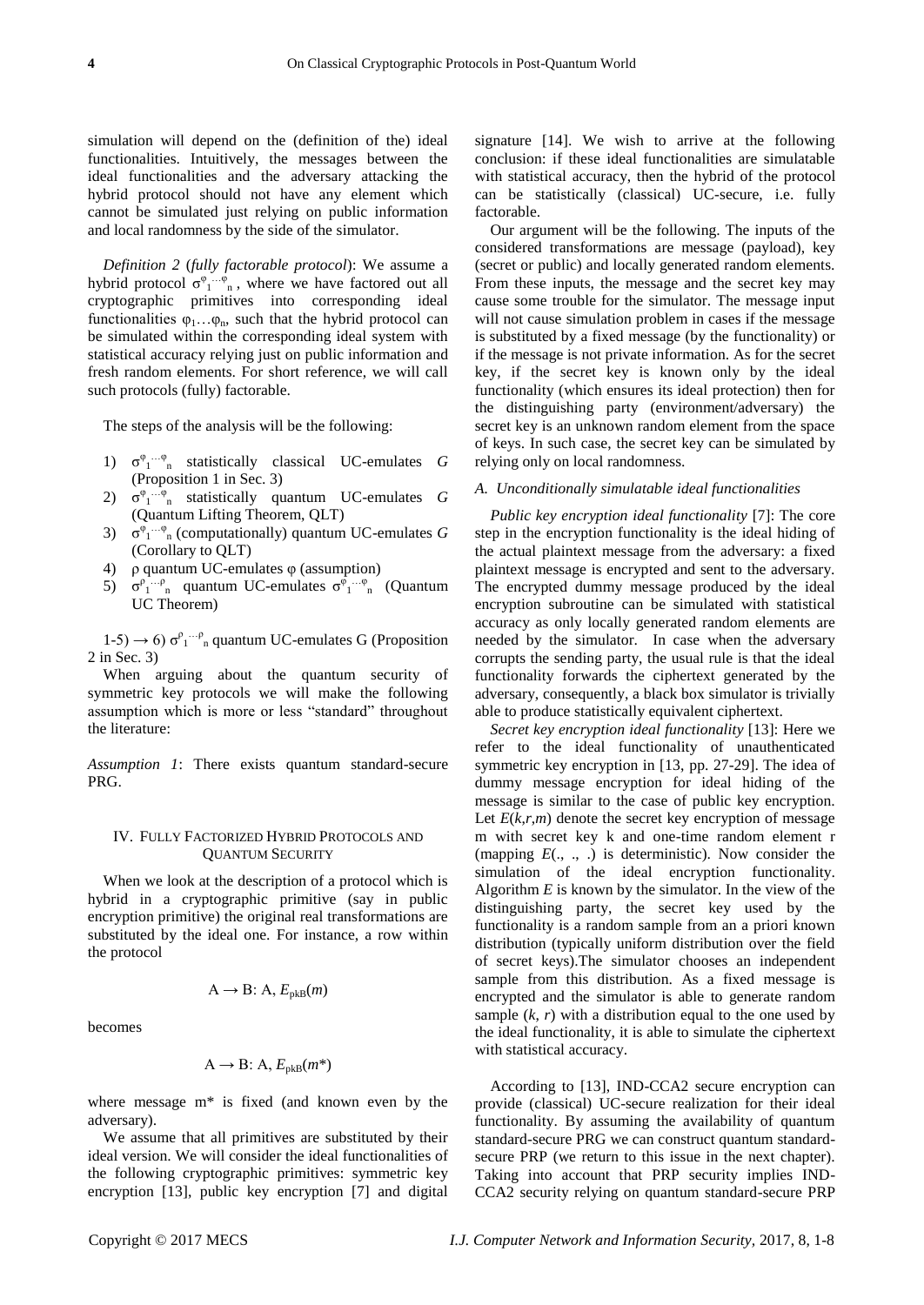simulation will depend on the (definition of the) ideal functionalities. Intuitively, the messages between the ideal functionalities and the adversary attacking the hybrid protocol should not have any element which cannot be simulated just relying on public information and local randomness by the side of the simulator.

*Definition 2* (*fully factorable protocol*): We assume a hybrid protocol $\sigma^{\varphi_1 \cdots \varphi_n}$, where we have factored out all cryptographic primitives into corresponding ideal functionalities $\varphi_1 \ldots \varphi_n$, such that the hybrid protocol can be simulated within the corresponding ideal system with statistical accuracy relying just on public information and fresh random elements. For short reference, we will call such protocols (fully) factorable.

The steps of the analysis will be the following:

1) $\sigma^{\varphi_1 \cdots \varphi_n}$ statistically classical UC-emulates $G$ (Proposition 1 in Sec. 3)
2) $\sigma^{\varphi_1 \cdots \varphi_n}$ statistically quantum UC-emulates $G$ (Quantum Lifting Theorem, QLT)
3) $\sigma^{\varphi_1 \cdots \varphi_n}$ (computationally) quantum UC-emulates $G$ (Corollary to QLT)
4) $\rho$ quantum UC-emulates $\varphi$ (assumption)
5) $\sigma^{\rho_1 \cdots \rho_n}$ quantum UC-emulates $\sigma^{\varphi_1 \cdots \varphi_n}$ (Quantum UC Theorem)

1-5) → 6) $\sigma^{\rho_1 \cdots \rho_n}$ quantum UC-emulates G (Proposition 2 in Sec. 3)

When arguing about the quantum security of symmetric key protocols we will make the following assumption which is more or less "standard" throughout the literature:

*Assumption 1*: There exists quantum standard-secure PRG.

## IV. Fully Factorized Hybrid Protocols and Quantum Security

When we look at the description of a protocol which is hybrid in a cryptographic primitive (say in public encryption primitive) the original real transformations are substituted by the ideal one. For instance, a row within the protocol

$$A \rightarrow B\text{: } A, E_{pkB}(m)$$

becomes

$$A \rightarrow B\text{: } A, E_{pkB}(m^*)$$

where message m* is fixed (and known even by the adversary).

We assume that all primitives are substituted by their ideal version. We will consider the ideal functionalities of the following cryptographic primitives: symmetric key encryption [13], public key encryption [7] and digital signature [14]. We wish to arrive at the following conclusion: if these ideal functionalities are simulatable with statistical accuracy, then the hybrid of the protocol can be statistically (classical) UC-secure, i.e. fully factorable.

Our argument will be the following. The inputs of the considered transformations are message (payload), key (secret or public) and locally generated random elements. From these inputs, the message and the secret key may cause some trouble for the simulator. The message input will not cause simulation problem in cases if the message is substituted by a fixed message (by the functionality) or if the message is not private information. As for the secret key, if the secret key is known only by the ideal functionality (which ensures its ideal protection) then for the distinguishing party (environment/adversary) the secret key is an unknown random element from the space of keys. In such case, the secret key can be simulated by relying only on local randomness.

### A. Unconditionally simulatable ideal functionalities

*Public key encryption ideal functionality* [7]: The core step in the encryption functionality is the ideal hiding of the actual plaintext message from the adversary: a fixed plaintext message is encrypted and sent to the adversary. The encrypted dummy message produced by the ideal encryption subroutine can be simulated with statistical accuracy as only locally generated random elements are needed by the simulator. In case when the adversary corrupts the sending party, the usual rule is that the ideal functionality forwards the ciphertext generated by the adversary, consequently, a black box simulator is trivially able to produce statistically equivalent ciphertext.

*Secret key encryption ideal functionality* [13]: Here we refer to the ideal functionality of unauthenticated symmetric key encryption in [13, pp. 27-29]. The idea of dummy message encryption for ideal hiding of the message is similar to the case of public key encryption. Let $E(k,r,m)$ denote the secret key encryption of message m with secret key k and one-time random element r (mapping $E(.,.,.)$ is deterministic). Now consider the simulation of the ideal encryption functionality. Algorithm $E$ is known by the simulator. In the view of the distinguishing party, the secret key used by the functionality is a random sample from an a priori known distribution (typically uniform distribution over the field of secret keys).The simulator chooses an independent sample from this distribution. As a fixed message is encrypted and the simulator is able to generate random sample $(k, r)$ with a distribution equal to the one used by the ideal functionality, it is able to simulate the ciphertext with statistical accuracy.

According to [13], IND-CCA2 secure encryption can provide (classical) UC-secure realization for their ideal functionality. By assuming the availability of quantum standard-secure PRG we can construct quantum standard-secure PRP (we return to this issue in the next chapter). Taking into account that PRP security implies IND-CCA2 security relying on quantum standard-secure PRP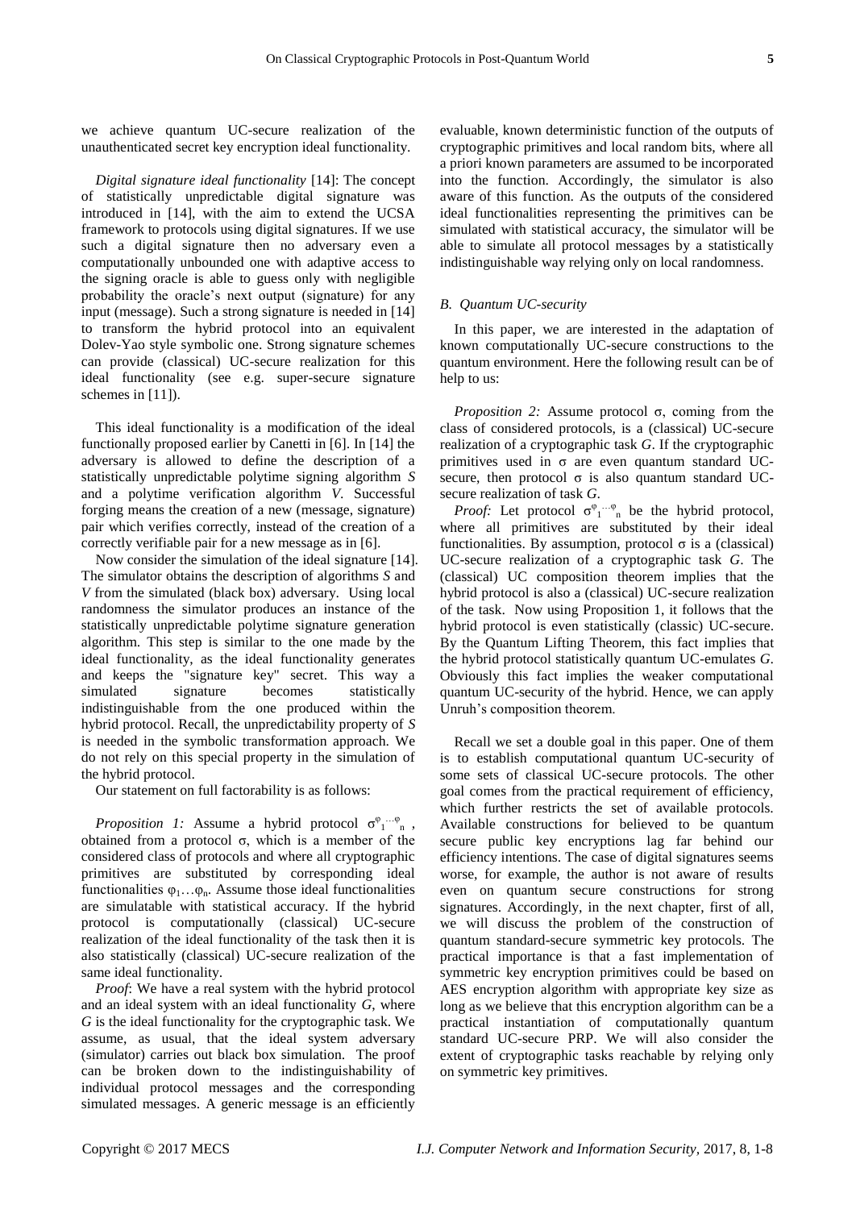we achieve quantum UC-secure realization of the unauthenticated secret key encryption ideal functionality.

*Digital signature ideal functionality* [14]: The concept of statistically unpredictable digital signature was introduced in [14], with the aim to extend the UCSA framework to protocols using digital signatures. If we use such a digital signature then no adversary even a computationally unbounded one with adaptive access to the signing oracle is able to guess only with negligible probability the oracle's next output (signature) for any input (message). Such a strong signature is needed in [14] to transform the hybrid protocol into an equivalent Dolev-Yao style symbolic one. Strong signature schemes can provide (classical) UC-secure realization for this ideal functionality (see e.g. super-secure signature schemes in [11]).

This ideal functionality is a modification of the ideal functionally proposed earlier by Canetti in [6]. In [14] the adversary is allowed to define the description of a statistically unpredictable polytime signing algorithm *S* and a polytime verification algorithm *V*. Successful forging means the creation of a new (message, signature) pair which verifies correctly, instead of the creation of a correctly verifiable pair for a new message as in [6].

Now consider the simulation of the ideal signature [14]. The simulator obtains the description of algorithms *S* and *V* from the simulated (black box) adversary. Using local randomness the simulator produces an instance of the statistically unpredictable polytime signature generation algorithm. This step is similar to the one made by the ideal functionality, as the ideal functionality generates and keeps the "signature key" secret. This way a simulated signature becomes statistically indistinguishable from the one produced within the hybrid protocol. Recall, the unpredictability property of *S* is needed in the symbolic transformation approach. We do not rely on this special property in the simulation of the hybrid protocol.

Our statement on full factorability is as follows:

*Proposition 1:* Assume a hybrid protocol $\sigma^{\varphi_1 \ldots \varphi_n}$, obtained from a protocol σ, which is a member of the considered class of protocols and where all cryptographic primitives are substituted by corresponding ideal functionalities $\varphi_1 \ldots \varphi_n$. Assume those ideal functionalities are simulatable with statistical accuracy. If the hybrid protocol is computationally (classical) UC-secure realization of the ideal functionality of the task then it is also statistically (classical) UC-secure realization of the same ideal functionality.

*Proof*: We have a real system with the hybrid protocol and an ideal system with an ideal functionality *G*, where *G* is the ideal functionality for the cryptographic task. We assume, as usual, that the ideal system adversary (simulator) carries out black box simulation. The proof can be broken down to the indistinguishability of individual protocol messages and the corresponding simulated messages. A generic message is an efficiently evaluable, known deterministic function of the outputs of cryptographic primitives and local random bits, where all a priori known parameters are assumed to be incorporated into the function. Accordingly, the simulator is also aware of this function. As the outputs of the considered ideal functionalities representing the primitives can be simulated with statistical accuracy, the simulator will be able to simulate all protocol messages by a statistically indistinguishable way relying only on local randomness.

### *B. Quantum UC-security*

In this paper, we are interested in the adaptation of known computationally UC-secure constructions to the quantum environment. Here the following result can be of help to us:

*Proposition 2:* Assume protocol σ, coming from the class of considered protocols, is a (classical) UC-secure realization of a cryptographic task *G*. If the cryptographic primitives used in σ are even quantum standard UC-secure, then protocol σ is also quantum standard UC-secure realization of task *G*.

*Proof:* Let protocol $\sigma^{\varphi_1 \ldots \varphi_n}$ be the hybrid protocol, where all primitives are substituted by their ideal functionalities. By assumption, protocol σ is a (classical) UC-secure realization of a cryptographic task *G*. The (classical) UC composition theorem implies that the hybrid protocol is also a (classical) UC-secure realization of the task. Now using Proposition 1, it follows that the hybrid protocol is even statistically (classic) UC-secure. By the Quantum Lifting Theorem, this fact implies that the hybrid protocol statistically quantum UC-emulates *G*. Obviously this fact implies the weaker computational quantum UC-security of the hybrid. Hence, we can apply Unruh's composition theorem.

Recall we set a double goal in this paper. One of them is to establish computational quantum UC-security of some sets of classical UC-secure protocols. The other goal comes from the practical requirement of efficiency, which further restricts the set of available protocols. Available constructions for believed to be quantum secure public key encryptions lag far behind our efficiency intentions. The case of digital signatures seems worse, for example, the author is not aware of results even on quantum secure constructions for strong signatures. Accordingly, in the next chapter, first of all, we will discuss the problem of the construction of quantum standard-secure symmetric key protocols. The practical importance is that a fast implementation of symmetric key encryption primitives could be based on AES encryption algorithm with appropriate key size as long as we believe that this encryption algorithm can be a practical instantiation of computationally quantum standard UC-secure PRP. We will also consider the extent of cryptographic tasks reachable by relying only on symmetric key primitives.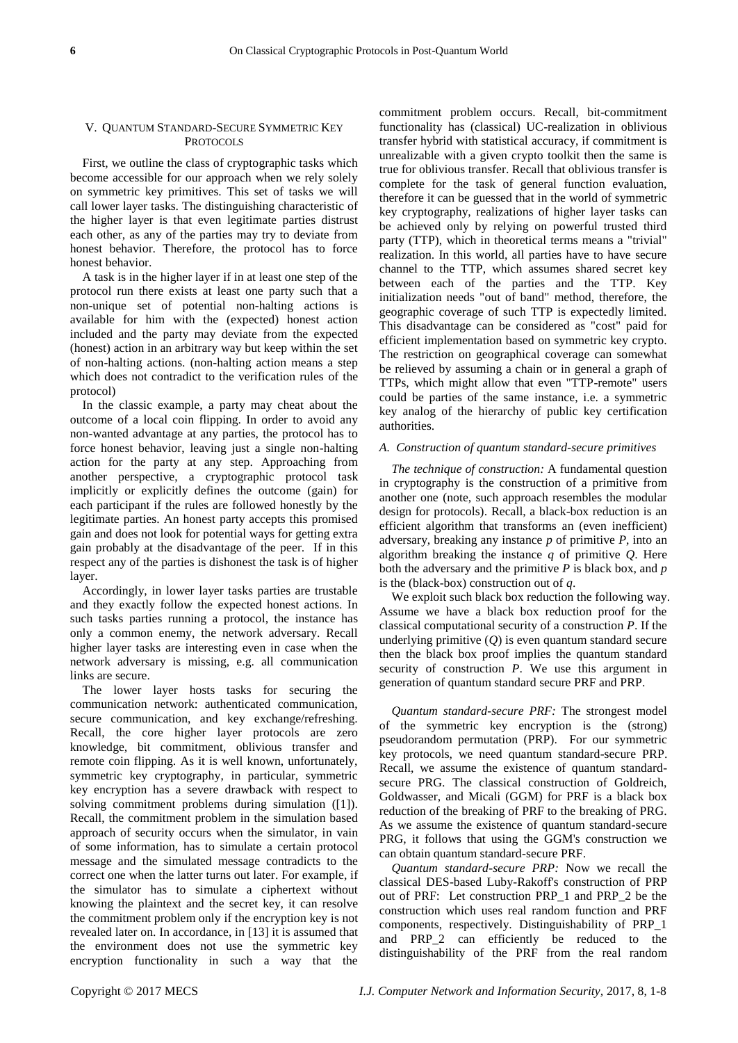## V. Quantum Standard-Secure Symmetric Key Protocols

First, we outline the class of cryptographic tasks which become accessible for our approach when we rely solely on symmetric key primitives. This set of tasks we will call lower layer tasks. The distinguishing characteristic of the higher layer is that even legitimate parties distrust each other, as any of the parties may try to deviate from honest behavior. Therefore, the protocol has to force honest behavior.

A task is in the higher layer if in at least one step of the protocol run there exists at least one party such that a non-unique set of potential non-halting actions is available for him with the (expected) honest action included and the party may deviate from the expected (honest) action in an arbitrary way but keep within the set of non-halting actions. (non-halting action means a step which does not contradict to the verification rules of the protocol)

In the classic example, a party may cheat about the outcome of a local coin flipping. In order to avoid any non-wanted advantage at any parties, the protocol has to force honest behavior, leaving just a single non-halting action for the party at any step. Approaching from another perspective, a cryptographic protocol task implicitly or explicitly defines the outcome (gain) for each participant if the rules are followed honestly by the legitimate parties. An honest party accepts this promised gain and does not look for potential ways for getting extra gain probably at the disadvantage of the peer. If in this respect any of the parties is dishonest the task is of higher layer.

Accordingly, in lower layer tasks parties are trustable and they exactly follow the expected honest actions. In such tasks parties running a protocol, the instance has only a common enemy, the network adversary. Recall higher layer tasks are interesting even in case when the network adversary is missing, e.g. all communication links are secure.

The lower layer hosts tasks for securing the communication network: authenticated communication, secure communication, and key exchange/refreshing. Recall, the core higher layer protocols are zero knowledge, bit commitment, oblivious transfer and remote coin flipping. As it is well known, unfortunately, symmetric key cryptography, in particular, symmetric key encryption has a severe drawback with respect to solving commitment problems during simulation ([1]). Recall, the commitment problem in the simulation based approach of security occurs when the simulator, in vain of some information, has to simulate a certain protocol message and the simulated message contradicts to the correct one when the latter turns out later. For example, if the simulator has to simulate a ciphertext without knowing the plaintext and the secret key, it can resolve the commitment problem only if the encryption key is not revealed later on. In accordance, in [13] it is assumed that the environment does not use the symmetric key encryption functionality in such a way that the commitment problem occurs. Recall, bit-commitment functionality has (classical) UC-realization in oblivious transfer hybrid with statistical accuracy, if commitment is unrealizable with a given crypto toolkit then the same is true for oblivious transfer. Recall that oblivious transfer is complete for the task of general function evaluation, therefore it can be guessed that in the world of symmetric key cryptography, realizations of higher layer tasks can be achieved only by relying on powerful trusted third party (TTP), which in theoretical terms means a "trivial" realization. In this world, all parties have to have secure channel to the TTP, which assumes shared secret key between each of the parties and the TTP. Key initialization needs "out of band" method, therefore, the geographic coverage of such TTP is expectedly limited. This disadvantage can be considered as "cost" paid for efficient implementation based on symmetric key crypto. The restriction on geographical coverage can somewhat be relieved by assuming a chain or in general a graph of TTPs, which might allow that even "TTP-remote" users could be parties of the same instance, i.e. a symmetric key analog of the hierarchy of public key certification authorities.

### A. Construction of quantum standard-secure primitives

*The technique of construction:* A fundamental question in cryptography is the construction of a primitive from another one (note, such approach resembles the modular design for protocols). Recall, a black-box reduction is an efficient algorithm that transforms an (even inefficient) adversary, breaking any instance $p$ of primitive $P$, into an algorithm breaking the instance $q$ of primitive $Q$. Here both the adversary and the primitive $P$ is black box, and $p$ is the (black-box) construction out of $q$.

We exploit such black box reduction the following way. Assume we have a black box reduction proof for the classical computational security of a construction $P$. If the underlying primitive ($Q$) is even quantum standard secure then the black box proof implies the quantum standard security of construction $P$. We use this argument in generation of quantum standard secure PRF and PRP.

*Quantum standard-secure PRF:* The strongest model of the symmetric key encryption is the (strong) pseudorandom permutation (PRP). For our symmetric key protocols, we need quantum standard-secure PRP. Recall, we assume the existence of quantum standard-secure PRG. The classical construction of Goldreich, Goldwasser, and Micali (GGM) for PRF is a black box reduction of the breaking of PRF to the breaking of PRG. As we assume the existence of quantum standard-secure PRG, it follows that using the GGM's construction we can obtain quantum standard-secure PRF.

*Quantum standard-secure PRP:* Now we recall the classical DES-based Luby-Rakoff's construction of PRP out of PRF: Let construction PRP_1 and PRP_2 be the construction which uses real random function and PRF components, respectively. Distinguishability of PRP_1 and PRP_2 can efficiently be reduced to the distinguishability of the PRF from the real random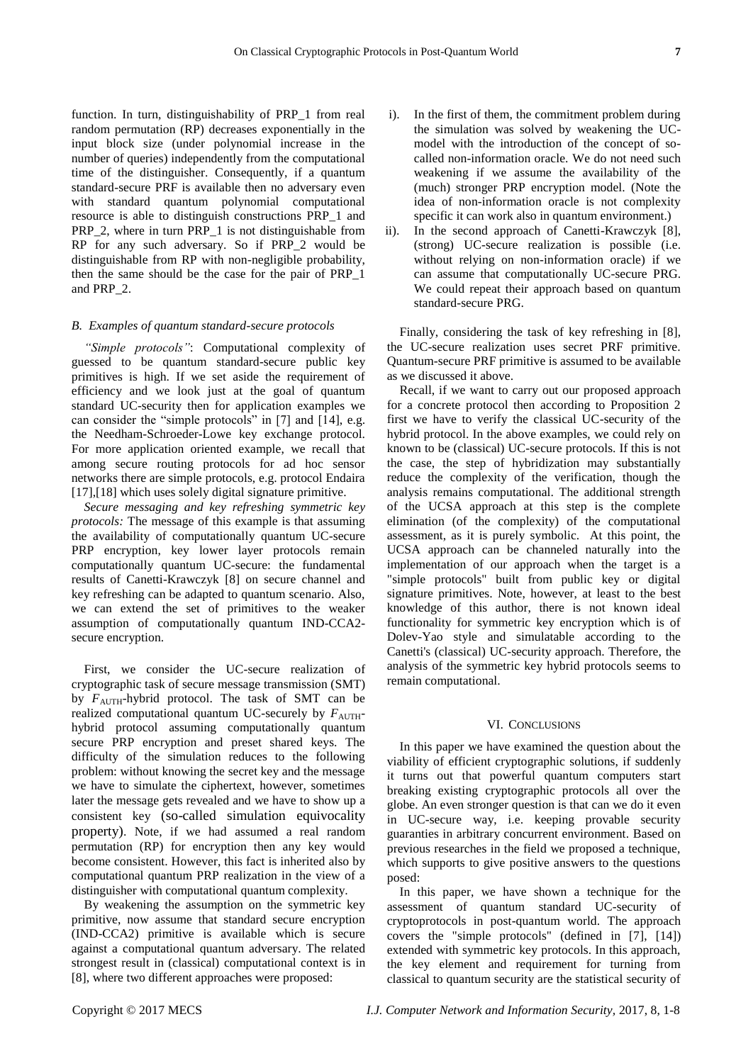function. In turn, distinguishability of PRP_1 from real random permutation (RP) decreases exponentially in the input block size (under polynomial increase in the number of queries) independently from the computational time of the distinguisher. Consequently, if a quantum standard-secure PRF is available then no adversary even with standard quantum polynomial computational resource is able to distinguish constructions PRP_1 and PRP_2, where in turn PRP_1 is not distinguishable from RP for any such adversary. So if PRP_2 would be distinguishable from RP with non-negligible probability, then the same should be the case for the pair of PRP_1 and PRP_2.

### *B. Examples of quantum standard-secure protocols*

*"Simple protocols"*: Computational complexity of guessed to be quantum standard-secure public key primitives is high. If we set aside the requirement of efficiency and we look just at the goal of quantum standard UC-security then for application examples we can consider the "simple protocols" in [7] and [14], e.g. the Needham-Schroeder-Lowe key exchange protocol. For more application oriented example, we recall that among secure routing protocols for ad hoc sensor networks there are simple protocols, e.g. protocol Endaira [17],[18] which uses solely digital signature primitive.

*Secure messaging and key refreshing symmetric key protocols:* The message of this example is that assuming the availability of computationally quantum UC-secure PRP encryption, key lower layer protocols remain computationally quantum UC-secure: the fundamental results of Canetti-Krawczyk [8] on secure channel and key refreshing can be adapted to quantum scenario. Also, we can extend the set of primitives to the weaker assumption of computationally quantum IND-CCA2-secure encryption.

First, we consider the UC-secure realization of cryptographic task of secure message transmission (SMT) by $F_{\text{AUTH}}$-hybrid protocol. The task of SMT can be realized computational quantum UC-securely by $F_{\text{AUTH}}$-hybrid protocol assuming computationally quantum secure PRP encryption and preset shared keys. The difficulty of the simulation reduces to the following problem: without knowing the secret key and the message we have to simulate the ciphertext, however, sometimes later the message gets revealed and we have to show up a consistent key (so-called simulation equivocality property). Note, if we had assumed a real random permutation (RP) for encryption then any key would become consistent. However, this fact is inherited also by computational quantum PRP realization in the view of a distinguisher with computational quantum complexity.

By weakening the assumption on the symmetric key primitive, now assume that standard secure encryption (IND-CCA2) primitive is available which is secure against a computational quantum adversary. The related strongest result in (classical) computational context is in [8], where two different approaches were proposed:

i). In the first of them, the commitment problem during the simulation was solved by weakening the UC-model with the introduction of the concept of so-called non-information oracle. We do not need such weakening if we assume the availability of the (much) stronger PRP encryption model. (Note the idea of non-information oracle is not complexity specific it can work also in quantum environment.)

ii). In the second approach of Canetti-Krawczyk [8], (strong) UC-secure realization is possible (i.e. without relying on non-information oracle) if we can assume that computationally UC-secure PRG. We could repeat their approach based on quantum standard-secure PRG.

Finally, considering the task of key refreshing in [8], the UC-secure realization uses secret PRF primitive. Quantum-secure PRF primitive is assumed to be available as we discussed it above.

Recall, if we want to carry out our proposed approach for a concrete protocol then according to Proposition 2 first we have to verify the classical UC-security of the hybrid protocol. In the above examples, we could rely on known to be (classical) UC-secure protocols. If this is not the case, the step of hybridization may substantially reduce the complexity of the verification, though the analysis remains computational. The additional strength of the UCSA approach at this step is the complete elimination (of the complexity) of the computational assessment, as it is purely symbolic. At this point, the UCSA approach can be channeled naturally into the implementation of our approach when the target is a "simple protocols" built from public key or digital signature primitives. Note, however, at least to the best knowledge of this author, there is not known ideal functionality for symmetric key encryption which is of Dolev-Yao style and simulatable according to the Canetti's (classical) UC-security approach. Therefore, the analysis of the symmetric key hybrid protocols seems to remain computational.

## VI. Conclusions

In this paper we have examined the question about the viability of efficient cryptographic solutions, if suddenly it turns out that powerful quantum computers start breaking existing cryptographic protocols all over the globe. An even stronger question is that can we do it even in UC-secure way, i.e. keeping provable security guaranties in arbitrary concurrent environment. Based on previous researches in the field we proposed a technique, which supports to give positive answers to the questions posed:

In this paper, we have shown a technique for the assessment of quantum standard UC-security of cryptoprotocols in post-quantum world. The approach covers the "simple protocols" (defined in [7], [14]) extended with symmetric key protocols. In this approach, the key element and requirement for turning from classical to quantum security are the statistical security of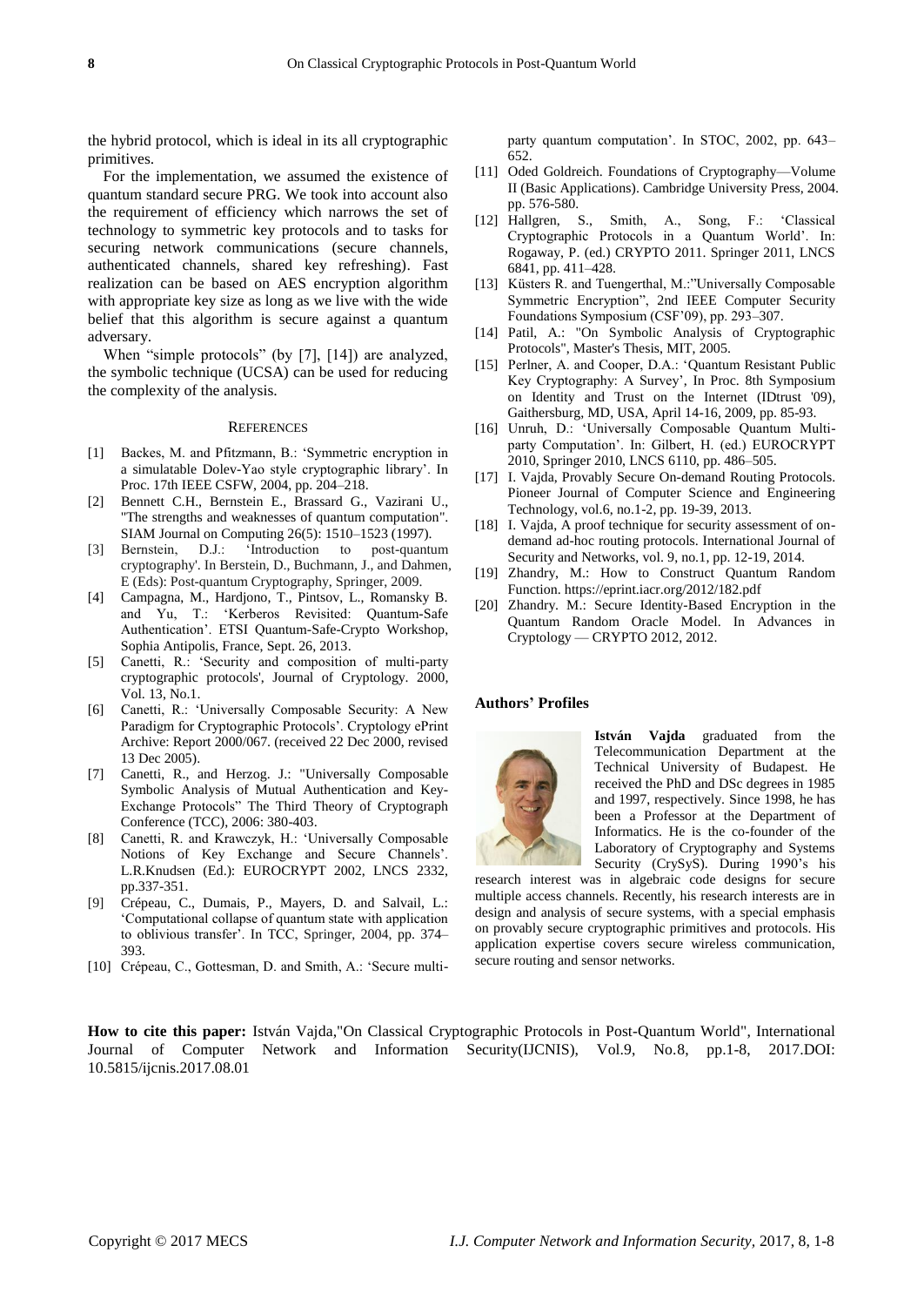the hybrid protocol, which is ideal in its all cryptographic primitives.

For the implementation, we assumed the existence of quantum standard secure PRG. We took into account also the requirement of efficiency which narrows the set of technology to symmetric key protocols and to tasks for securing network communications (secure channels, authenticated channels, shared key refreshing). Fast realization can be based on AES encryption algorithm with appropriate key size as long as we live with the wide belief that this algorithm is secure against a quantum adversary.

When "simple protocols" (by [7], [14]) are analyzed, the symbolic technique (UCSA) can be used for reducing the complexity of the analysis.

## References

- [1] Backes, M. and Pfitzmann, B.: 'Symmetric encryption in a simulatable Dolev-Yao style cryptographic library'. In Proc. 17th IEEE CSFW, 2004, pp. 204–218.
- [2] Bennett C.H., Bernstein E., Brassard G., Vazirani U., "The strengths and weaknesses of quantum computation". SIAM Journal on Computing 26(5): 1510–1523 (1997).
- [3] Bernstein, D.J.: 'Introduction to post-quantum cryptography'. In Berstein, D., Buchmann, J., and Dahmen, E (Eds): Post-quantum Cryptography, Springer, 2009.
- [4] Campagna, M., Hardjono, T., Pintsov, L., Romansky B. and Yu, T.: 'Kerberos Revisited: Quantum-Safe Authentication'. ETSI Quantum-Safe-Crypto Workshop, Sophia Antipolis, France, Sept. 26, 2013.
- [5] Canetti, R.: 'Security and composition of multi-party cryptographic protocols', Journal of Cryptology. 2000, Vol. 13, No.1.
- [6] Canetti, R.: 'Universally Composable Security: A New Paradigm for Cryptographic Protocols'. Cryptology ePrint Archive: Report 2000/067. (received 22 Dec 2000, revised 13 Dec 2005).
- [7] Canetti, R., and Herzog. J.: "Universally Composable Symbolic Analysis of Mutual Authentication and Key-Exchange Protocols" The Third Theory of Cryptograph Conference (TCC), 2006: 380-403.
- [8] Canetti, R. and Krawczyk, H.: 'Universally Composable Notions of Key Exchange and Secure Channels'. L.R.Knudsen (Ed.): EUROCRYPT 2002, LNCS 2332, pp.337-351.
- [9] Crépeau, C., Dumais, P., Mayers, D. and Salvail, L.: 'Computational collapse of quantum state with application to oblivious transfer'. In TCC, Springer, 2004, pp. 374–393.
- [10] Crépeau, C., Gottesman, D. and Smith, A.: 'Secure multi-party quantum computation'. In STOC, 2002, pp. 643–652.
- [11] Oded Goldreich. Foundations of Cryptography—Volume II (Basic Applications). Cambridge University Press, 2004. pp. 576-580.
- [12] Hallgren, S., Smith, A., Song, F.: 'Classical Cryptographic Protocols in a Quantum World'. In: Rogaway, P. (ed.) CRYPTO 2011. Springer 2011, LNCS 6841, pp. 411–428.
- [13] Küsters R. and Tuengerthal, M.:"Universally Composable Symmetric Encryption", 2nd IEEE Computer Security Foundations Symposium (CSF'09), pp. 293–307.
- [14] Patil, A.: "On Symbolic Analysis of Cryptographic Protocols", Master's Thesis, MIT, 2005.
- [15] Perlner, A. and Cooper, D.A.: 'Quantum Resistant Public Key Cryptography: A Survey', In Proc. 8th Symposium on Identity and Trust on the Internet (IDtrust '09), Gaithersburg, MD, USA, April 14-16, 2009, pp. 85-93.
- [16] Unruh, D.: 'Universally Composable Quantum Multi-party Computation'. In: Gilbert, H. (ed.) EUROCRYPT 2010, Springer 2010, LNCS 6110, pp. 486–505.
- [17] I. Vajda, Provably Secure On-demand Routing Protocols. Pioneer Journal of Computer Science and Engineering Technology, vol.6, no.1-2, pp. 19-39, 2013.
- [18] I. Vajda, A proof technique for security assessment of on-demand ad-hoc routing protocols. International Journal of Security and Networks, vol. 9, no.1, pp. 12-19, 2014.
- [19] Zhandry, M.: How to Construct Quantum Random Function. https://eprint.iacr.org/2012/182.pdf
- [20] Zhandry. M.: Secure Identity-Based Encryption in the Quantum Random Oracle Model. In Advances in Cryptology — CRYPTO 2012, 2012.

### Authors' Profiles

**István Vajda** graduated from the Telecommunication Department at the Technical University of Budapest. He received the PhD and DSc degrees in 1985 and 1997, respectively. Since 1998, he has been a Professor at the Department of Informatics. He is the co-founder of the Laboratory of Cryptography and Systems Security (CrySyS). During 1990's his research interest was in algebraic code designs for secure multiple access channels. Recently, his research interests are in design and analysis of secure systems, with a special emphasis on provably secure cryptographic primitives and protocols. His application expertise covers secure wireless communication, secure routing and sensor networks.

**How to cite this paper:** István Vajda,"On Classical Cryptographic Protocols in Post-Quantum World", International Journal of Computer Network and Information Security(IJCNIS), Vol.9, No.8, pp.1-8, 2017.DOI: 10.5815/ijcnis.2017.08.01